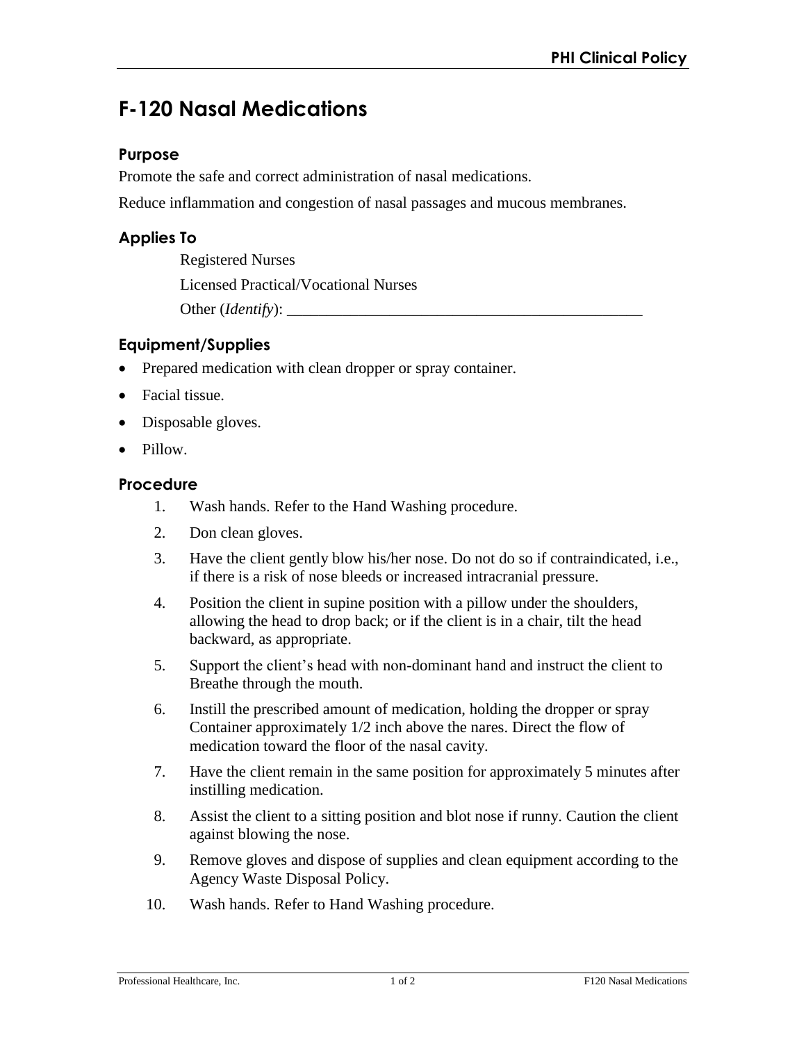# F-120 Nasal Medications

## Purpose

Promote the safe and correct administration of nasal medications.

Reduce inflammation and congestion of nasal passages and mucous membranes.

## Applies To

Registered Nurses

Licensed Practical/Vocational Nurses

Other (*Identify*): _______________________________________________

## Equipment/Supplies

- Prepared medication with clean dropper or spray container.
- Facial tissue.
- Disposable gloves.
- Pillow.

## Procedure

1. Wash hands. Refer to the Hand Washing procedure.
2. Don clean gloves.
3. Have the client gently blow his/her nose. Do not do so if contraindicated, i.e., if there is a risk of nose bleeds or increased intracranial pressure.
4. Position the client in supine position with a pillow under the shoulders, allowing the head to drop back; or if the client is in a chair, tilt the head backward, as appropriate.
5. Support the client's head with non-dominant hand and instruct the client to Breathe through the mouth.
6. Instill the prescribed amount of medication, holding the dropper or spray Container approximately 1/2 inch above the nares. Direct the flow of medication toward the floor of the nasal cavity.
7. Have the client remain in the same position for approximately 5 minutes after instilling medication.
8. Assist the client to a sitting position and blot nose if runny. Caution the client against blowing the nose.
9. Remove gloves and dispose of supplies and clean equipment according to the Agency Waste Disposal Policy.
10. Wash hands. Refer to Hand Washing procedure.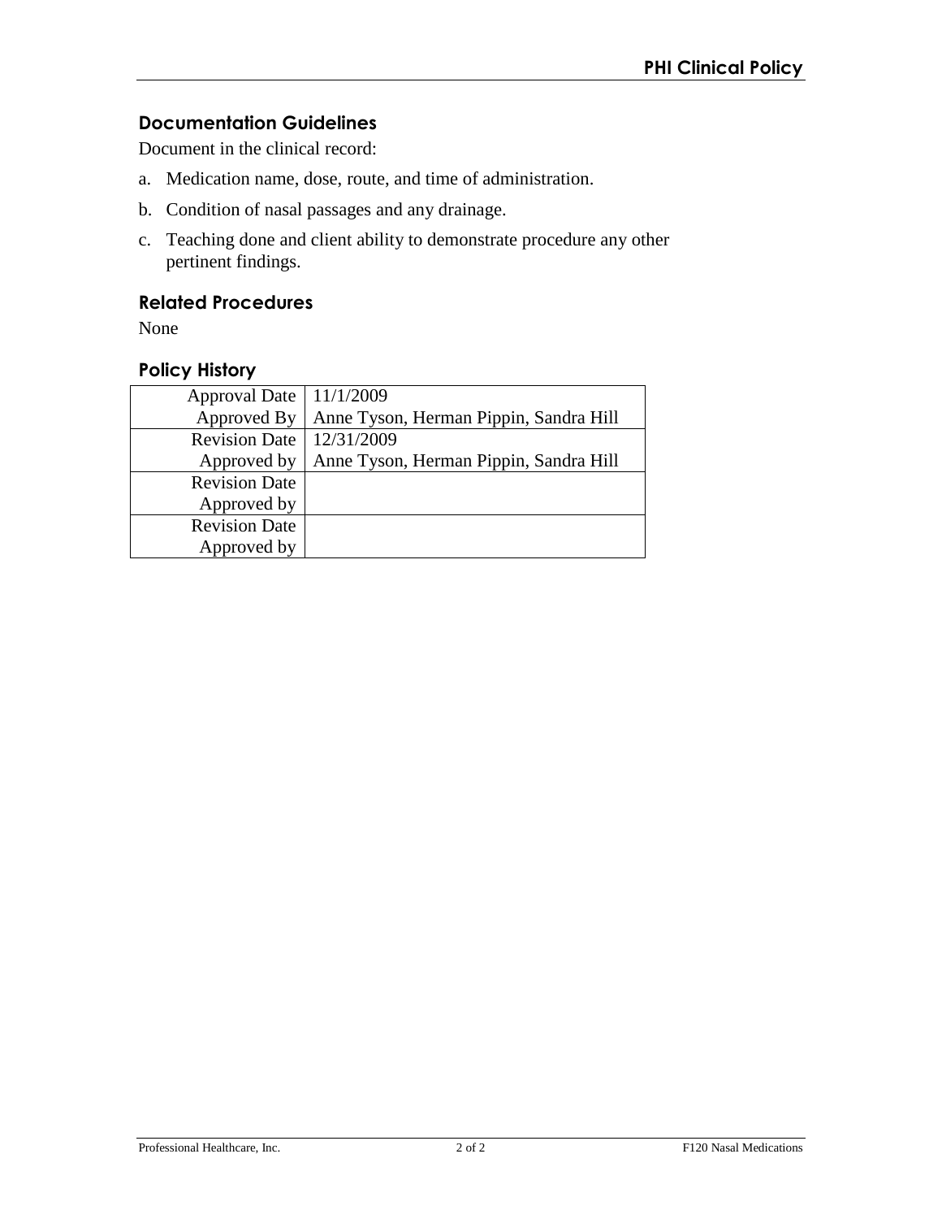## Documentation Guidelines

Document in the clinical record:

a. Medication name, dose, route, and time of administration.

b. Condition of nasal passages and any drainage.

c. Teaching done and client ability to demonstrate procedure any other pertinent findings.

## Related Procedures

None

## Policy History

| | |
|---|---|
| Approval Date | 11/1/2009 |
| Approved By | Anne Tyson, Herman Pippin, Sandra Hill |
| Revision Date | 12/31/2009 |
| Approved by | Anne Tyson, Herman Pippin, Sandra Hill |
| Revision Date | |
| Approved by | |
| Revision Date | |
| Approved by | |